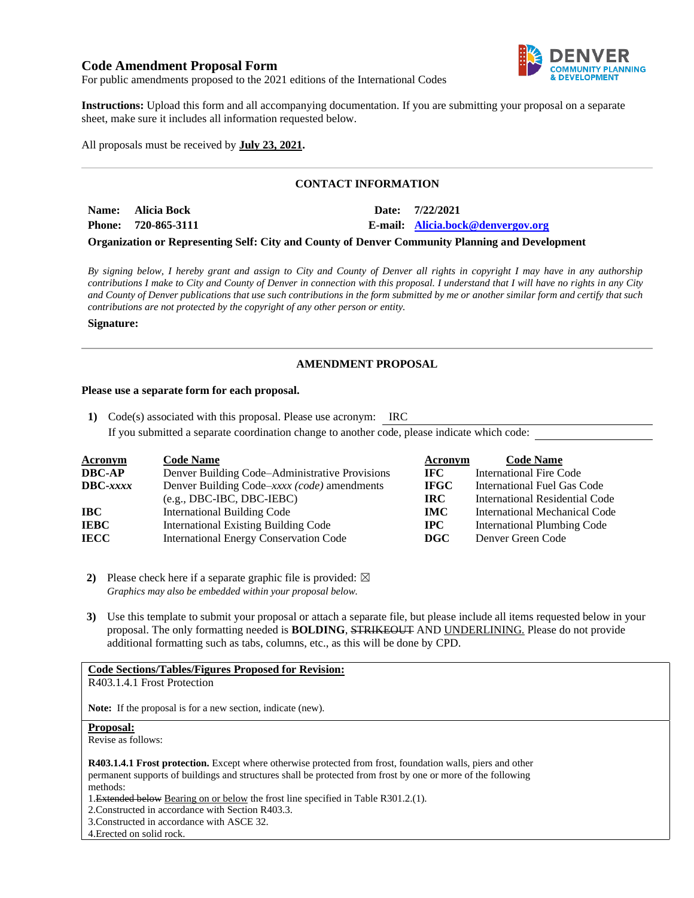# Code Amendment Proposal Form

For public amendments proposed to the 2021 editions of the International Codes

**Instructions:** Upload this form and all accompanying documentation. If you are submitting your proposal on a separate sheet, make sure it includes all information requested below.

All proposals must be received by **July 23, 2021.**

## CONTACT INFORMATION

**Name:** **Alicia Bock** **Date:** **7/22/2021**

**Phone:** **720-865-3111** **E-mail:** **Alicia.bock@denvergov.org**

**Organization or Representing Self: City and County of Denver Community Planning and Development**

*By signing below, I hereby grant and assign to City and County of Denver all rights in copyright I may have in any authorship contributions I make to City and County of Denver in connection with this proposal. I understand that I will have no rights in any City and County of Denver publications that use such contributions in the form submitted by me or another similar form and certify that such contributions are not protected by the copyright of any other person or entity.*

**Signature:**

## AMENDMENT PROPOSAL

**Please use a separate form for each proposal.**

**1)** Code(s) associated with this proposal. Please use acronym: IRC

If you submitted a separate coordination change to another code, please indicate which code:

| Acronym | Code Name | Acronym | Code Name |
|---|---|---|---|
| **DBC-AP** | Denver Building Code–Administrative Provisions | **IFC** | International Fire Code |
| **DBC-*xxxx*** | Denver Building Code–*xxxx (code)* amendments (e.g., DBC-IBC, DBC-IEBC) | **IFGC** | International Fuel Gas Code |
| | | **IRC** | International Residential Code |
| **IBC** | International Building Code | **IMC** | International Mechanical Code |
| **IEBC** | International Existing Building Code | **IPC** | International Plumbing Code |
| **IECC** | International Energy Conservation Code | **DGC** | Denver Green Code |

**2)** Please check here if a separate graphic file is provided: ☒

*Graphics may also be embedded within your proposal below.*

**3)** Use this template to submit your proposal or attach a separate file, but please include all items requested below in your proposal. The only formatting needed is **BOLDING**, ~~STRIKEOUT~~ AND <u>UNDERLINING.</u> Please do not provide additional formatting such as tabs, columns, etc., as this will be done by CPD.

**<u>Code Sections/Tables/Figures Proposed for Revision:</u>**

R403.1.4.1 Frost Protection

**Note:** If the proposal is for a new section, indicate (new).

**<u>Proposal:</u>**

Revise as follows:

**R403.1.4.1 Frost protection.** Except where otherwise protected from frost, foundation walls, piers and other permanent supports of buildings and structures shall be protected from frost by one or more of the following methods:

1.~~Extended below~~ <u>Bearing on or below</u> the frost line specified in Table R301.2.(1).

2.Constructed in accordance with Section R403.3.

3.Constructed in accordance with ASCE 32.

4.Erected on solid rock.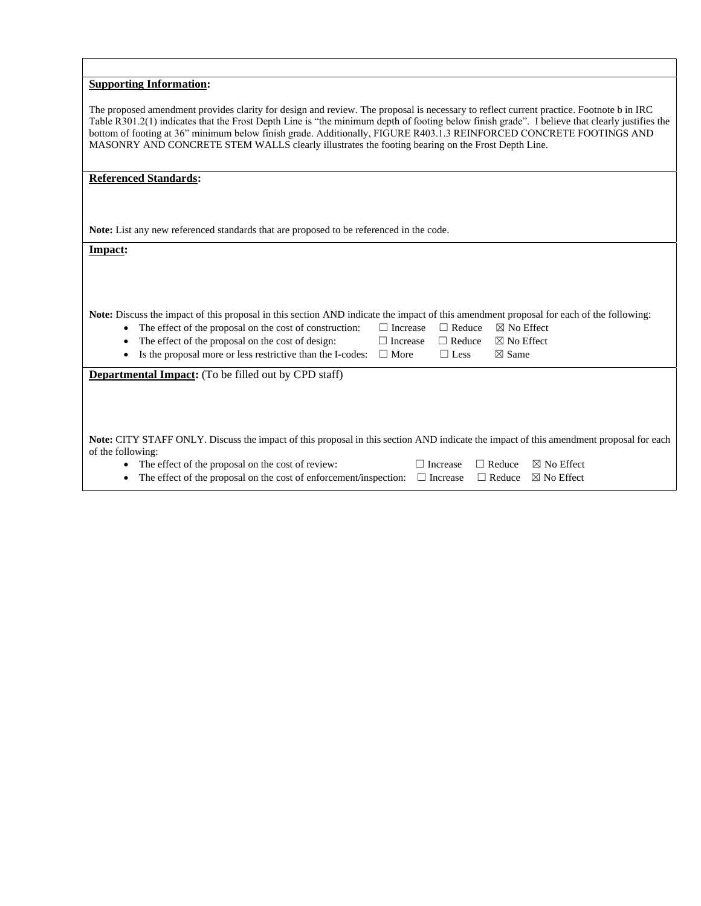**Supporting Information:**

The proposed amendment provides clarity for design and review. The proposal is necessary to reflect current practice. Footnote b in IRC Table R301.2(1) indicates that the Frost Depth Line is "the minimum depth of footing below finish grade". I believe that clearly justifies the bottom of footing at 36" minimum below finish grade. Additionally, FIGURE R403.1.3 REINFORCED CONCRETE FOOTINGS AND MASONRY AND CONCRETE STEM WALLS clearly illustrates the footing bearing on the Frost Depth Line.

**Referenced Standards:**

**Note:** List any new referenced standards that are proposed to be referenced in the code.

**Impact:**

**Note:** Discuss the impact of this proposal in this section AND indicate the impact of this amendment proposal for each of the following:

- The effect of the proposal on the cost of construction: ☐ Increase ☐ Reduce ☒ No Effect
- The effect of the proposal on the cost of design: ☐ Increase ☐ Reduce ☒ No Effect
- Is the proposal more or less restrictive than the I-codes: ☐ More ☐ Less ☒ Same

**Departmental Impact:** (To be filled out by CPD staff)

**Note:** CITY STAFF ONLY. Discuss the impact of this proposal in this section AND indicate the impact of this amendment proposal for each of the following:

- The effect of the proposal on the cost of review: ☐ Increase ☐ Reduce ☒ No Effect
- The effect of the proposal on the cost of enforcement/inspection: ☐ Increase ☐ Reduce ☒ No Effect